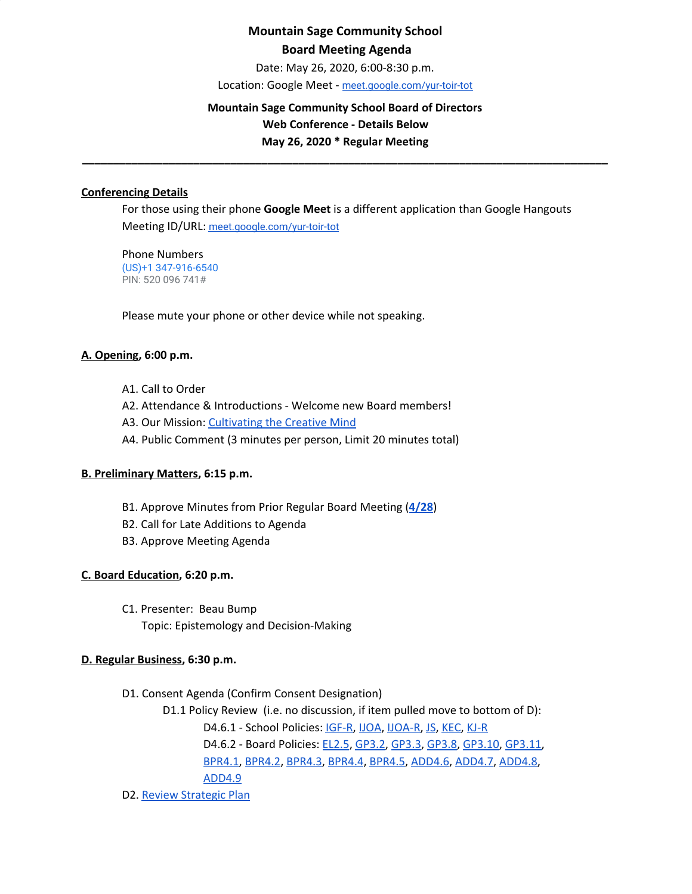**Mountain Sage Community School**

**Board Meeting Agenda**

Date: May 26, 2020, 6:00-8:30 p.m.

Location: Google Meet - [meet.google.com/yur-toir-tot](meet.google.com/yur-toir-tot)

**Mountain Sage Community School Board of Directors**

**Web Conference - Details Below**

**May 26, 2020 * Regular Meeting**

---

**Conferencing Details**

For those using their phone **Google Meet** is a different application than Google Hangouts

Meeting ID/URL: [meet.google.com/yur-toir-tot](meet.google.com/yur-toir-tot)

Phone Numbers
(US)+1 347-916-6540
PIN: 520 096 741#

Please mute your phone or other device while not speaking.

**A. Opening, 6:00 p.m.**

A1. Call to Order
A2. Attendance & Introductions - Welcome new Board members!
A3. Our Mission: Cultivating the Creative Mind
A4. Public Comment (3 minutes per person, Limit 20 minutes total)

**B. Preliminary Matters, 6:15 p.m.**

B1. Approve Minutes from Prior Regular Board Meeting (**4/28**)
B2. Call for Late Additions to Agenda
B3. Approve Meeting Agenda

**C. Board Education, 6:20 p.m.**

C1. Presenter: Beau Bump
Topic: Epistemology and Decision-Making

**D. Regular Business, 6:30 p.m.**

D1. Consent Agenda (Confirm Consent Designation)
- D1.1 Policy Review (i.e. no discussion, if item pulled move to bottom of D):
  - D4.6.1 - School Policies: IGF-R, IJOA, IJOA-R, JS, KEC, KJ-R
  - D4.6.2 - Board Policies: EL2.5, GP3.2, GP3.3, GP3.8, GP3.10, GP3.11, BPR4.1, BPR4.2, BPR4.3, BPR4.4, BPR4.5, ADD4.6, ADD4.7, ADD4.8, ADD4.9

D2. Review Strategic Plan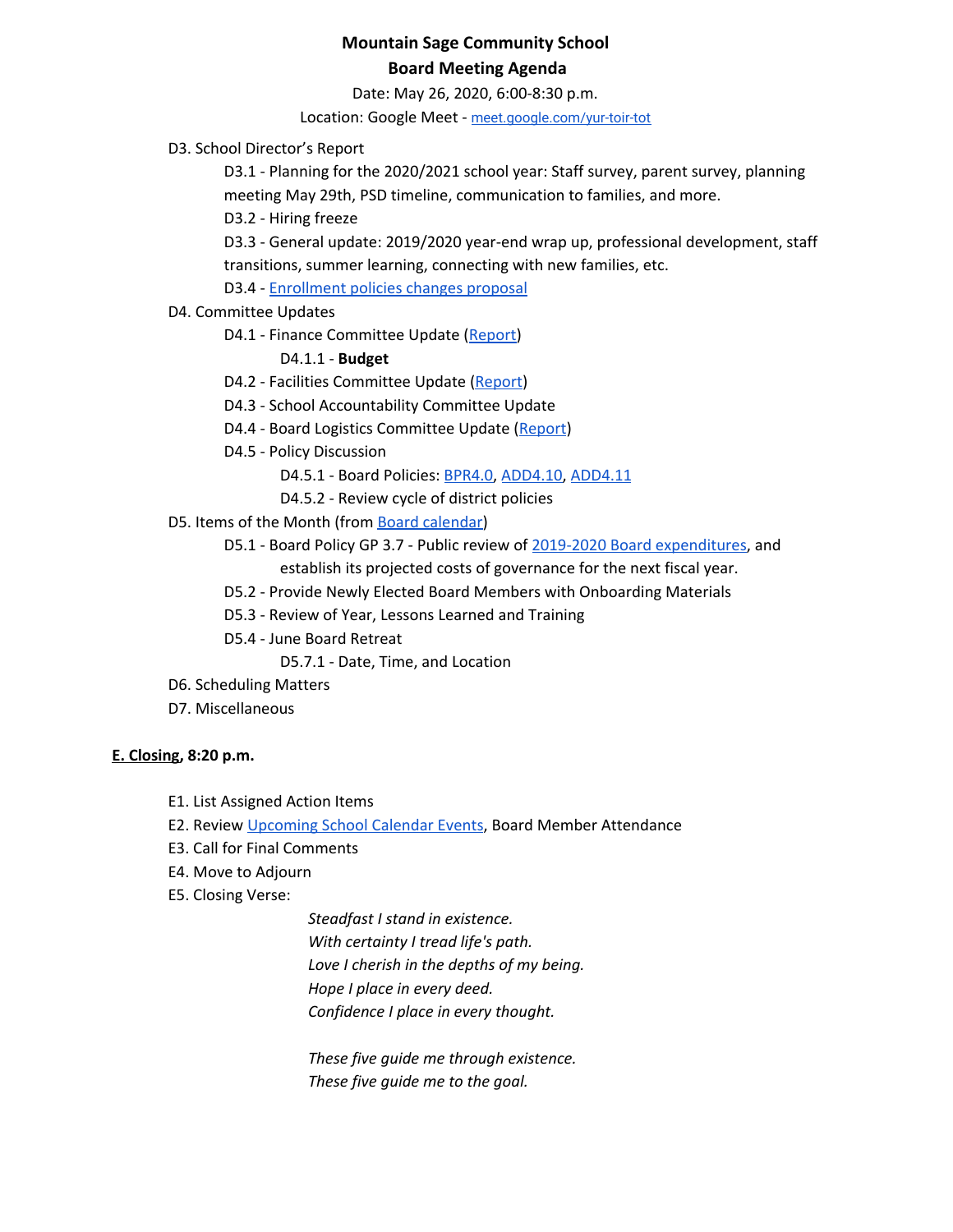**Mountain Sage Community School**
**Board Meeting Agenda**

Date: May 26, 2020, 6:00-8:30 p.m.
Location: Google Meet - meet.google.com/yur-toir-tot

- D3. School Director's Report
  - D3.1 - Planning for the 2020/2021 school year: Staff survey, parent survey, planning meeting May 29th, PSD timeline, communication to families, and more.
  - D3.2 - Hiring freeze
  - D3.3 - General update: 2019/2020 year-end wrap up, professional development, staff transitions, summer learning, connecting with new families, etc.
  - D3.4 - Enrollment policies changes proposal
- D4. Committee Updates
  - D4.1 - Finance Committee Update (Report)
    - D4.1.1 - **Budget**
  - D4.2 - Facilities Committee Update (Report)
  - D4.3 - School Accountability Committee Update
  - D4.4 - Board Logistics Committee Update (Report)
  - D4.5 - Policy Discussion
    - D4.5.1 - Board Policies: BPR4.0, ADD4.10, ADD4.11
    - D4.5.2 - Review cycle of district policies
- D5. Items of the Month (from Board calendar)
  - D5.1 - Board Policy GP 3.7 - Public review of 2019-2020 Board expenditures, and establish its projected costs of governance for the next fiscal year.
  - D5.2 - Provide Newly Elected Board Members with Onboarding Materials
  - D5.3 - Review of Year, Lessons Learned and Training
  - D5.4 - June Board Retreat
    - D5.7.1 - Date, Time, and Location
- D6. Scheduling Matters
- D7. Miscellaneous

**E. Closing, 8:20 p.m.**

- E1. List Assigned Action Items
- E2. Review Upcoming School Calendar Events, Board Member Attendance
- E3. Call for Final Comments
- E4. Move to Adjourn
- E5. Closing Verse:

*Steadfast I stand in existence.*
*With certainty I tread life's path.*
*Love I cherish in the depths of my being.*
*Hope I place in every deed.*
*Confidence I place in every thought.*

*These five guide me through existence.*
*These five guide me to the goal.*